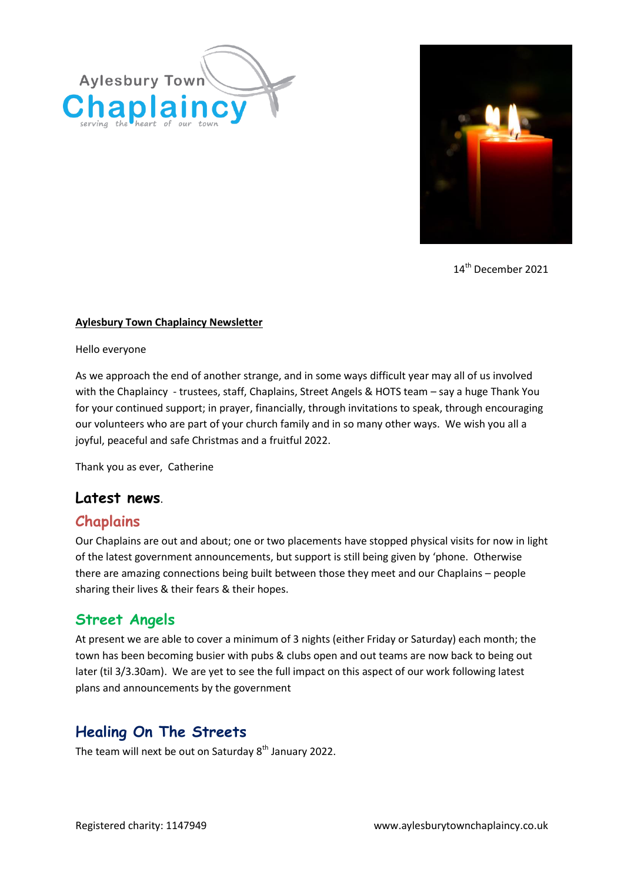Aylesbury Town Chaplaincy
serving the heart of our town

14th December 2021

**Aylesbury Town Chaplaincy Newsletter**

Hello everyone

As we approach the end of another strange, and in some ways difficult year may all of us involved with the Chaplaincy - trustees, staff, Chaplains, Street Angels & HOTS team – say a huge Thank You for your continued support; in prayer, financially, through invitations to speak, through encouraging our volunteers who are part of your church family and in so many other ways. We wish you all a joyful, peaceful and safe Christmas and a fruitful 2022.

Thank you as ever, Catherine

## Latest news.

### Chaplains

Our Chaplains are out and about; one or two placements have stopped physical visits for now in light of the latest government announcements, but support is still being given by 'phone. Otherwise there are amazing connections being built between those they meet and our Chaplains – people sharing their lives & their fears & their hopes.

### Street Angels

At present we are able to cover a minimum of 3 nights (either Friday or Saturday) each month; the town has been becoming busier with pubs & clubs open and out teams are now back to being out later (til 3/3.30am). We are yet to see the full impact on this aspect of our work following latest plans and announcements by the government

### Healing On The Streets

The team will next be out on Saturday 8th January 2022.

Registered charity: 1147949

www.aylesburytownchaplaincy.co.uk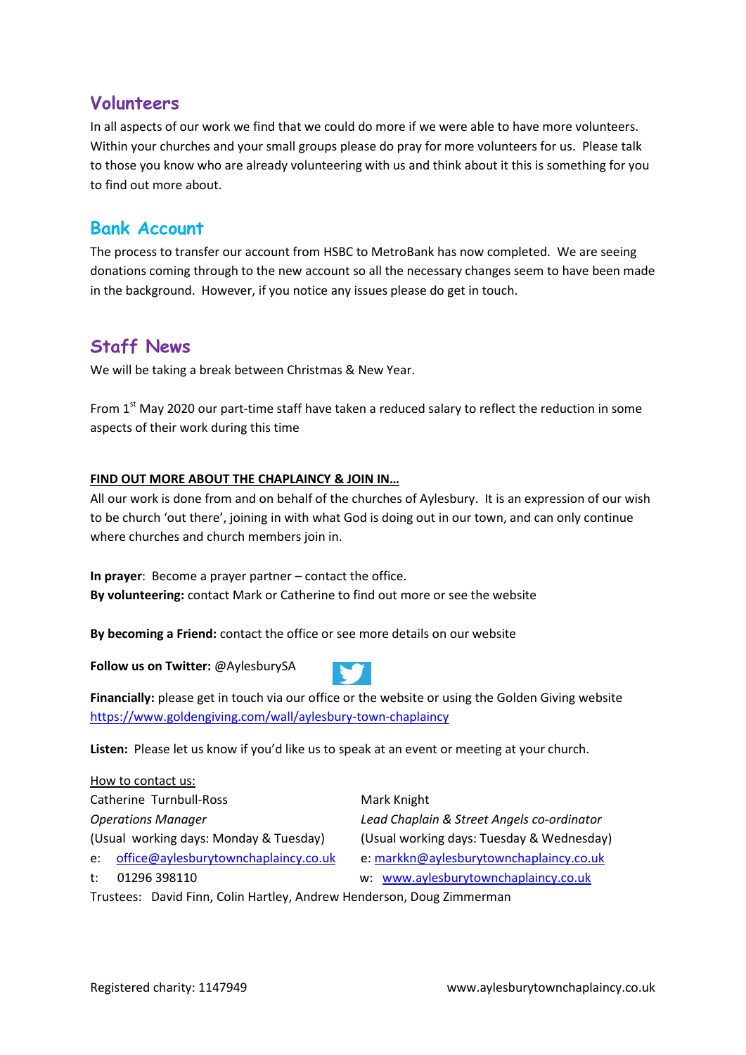## Volunteers

In all aspects of our work we find that we could do more if we were able to have more volunteers. Within your churches and your small groups please do pray for more volunteers for us. Please talk to those you know who are already volunteering with us and think about it this is something for you to find out more about.

## Bank Account

The process to transfer our account from HSBC to MetroBank has now completed. We are seeing donations coming through to the new account so all the necessary changes seem to have been made in the background. However, if you notice any issues please do get in touch.

## Staff News

We will be taking a break between Christmas & New Year.

From 1st May 2020 our part-time staff have taken a reduced salary to reflect the reduction in some aspects of their work during this time

**FIND OUT MORE ABOUT THE CHAPLAINCY & JOIN IN…**

All our work is done from and on behalf of the churches of Aylesbury. It is an expression of our wish to be church 'out there', joining in with what God is doing out in our town, and can only continue where churches and church members join in.

**In prayer**: Become a prayer partner – contact the office.
**By volunteering:** contact Mark or Catherine to find out more or see the website

**By becoming a Friend:** contact the office or see more details on our website

**Follow us on Twitter:** @AylesburySA

**Financially:** please get in touch via our office or the website or using the Golden Giving website https://www.goldengiving.com/wall/aylesbury-town-chaplaincy

**Listen:** Please let us know if you'd like us to speak at an event or meeting at your church.

How to contact us:

Catherine Turnbull-Ross
*Operations Manager*
(Usual working days: Monday & Tuesday)
e: office@aylesburytownchaplaincy.co.uk
t: 01296 398110

Mark Knight
*Lead Chaplain & Street Angels co-ordinator*
(Usual working days: Tuesday & Wednesday)
e: markkn@aylesburytownchaplaincy.co.uk
w: www.aylesburytownchaplaincy.co.uk

Trustees: David Finn, Colin Hartley, Andrew Henderson, Doug Zimmerman

Registered charity: 1147949 www.aylesburytownchaplaincy.co.uk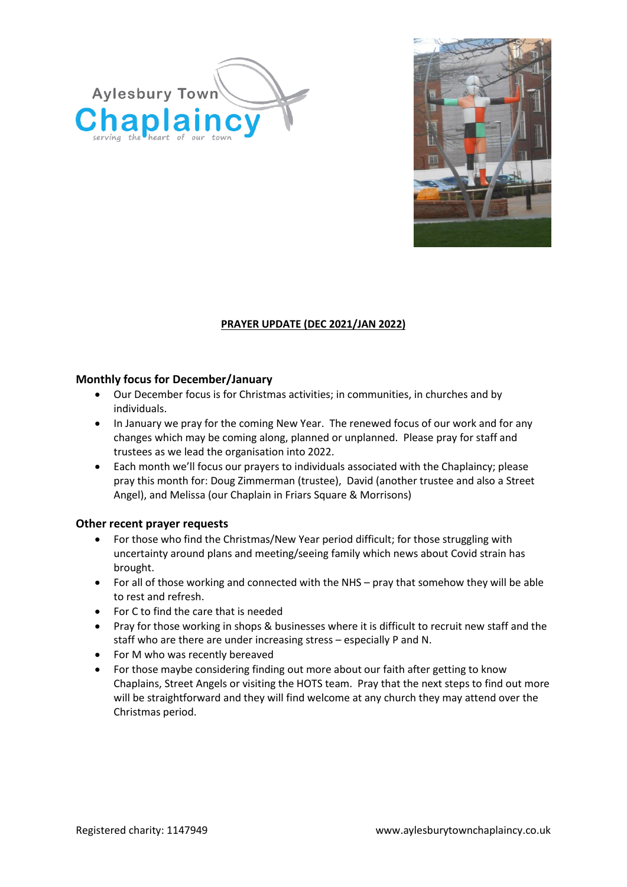Aylesbury Town

Chaplaincy

serving the heart of our town

**PRAYER UPDATE (DEC 2021/JAN 2022)**

### Monthly focus for December/January

- Our December focus is for Christmas activities; in communities, in churches and by individuals.
- In January we pray for the coming New Year. The renewed focus of our work and for any changes which may be coming along, planned or unplanned. Please pray for staff and trustees as we lead the organisation into 2022.
- Each month we'll focus our prayers to individuals associated with the Chaplaincy; please pray this month for: Doug Zimmerman (trustee), David (another trustee and also a Street Angel), and Melissa (our Chaplain in Friars Square & Morrisons)

### Other recent prayer requests

- For those who find the Christmas/New Year period difficult; for those struggling with uncertainty around plans and meeting/seeing family which news about Covid strain has brought.
- For all of those working and connected with the NHS – pray that somehow they will be able to rest and refresh.
- For C to find the care that is needed
- Pray for those working in shops & businesses where it is difficult to recruit new staff and the staff who are there are under increasing stress – especially P and N.
- For M who was recently bereaved
- For those maybe considering finding out more about our faith after getting to know Chaplains, Street Angels or visiting the HOTS team. Pray that the next steps to find out more will be straightforward and they will find welcome at any church they may attend over the Christmas period.

Registered charity: 1147949 www.aylesburytownchaplaincy.co.uk